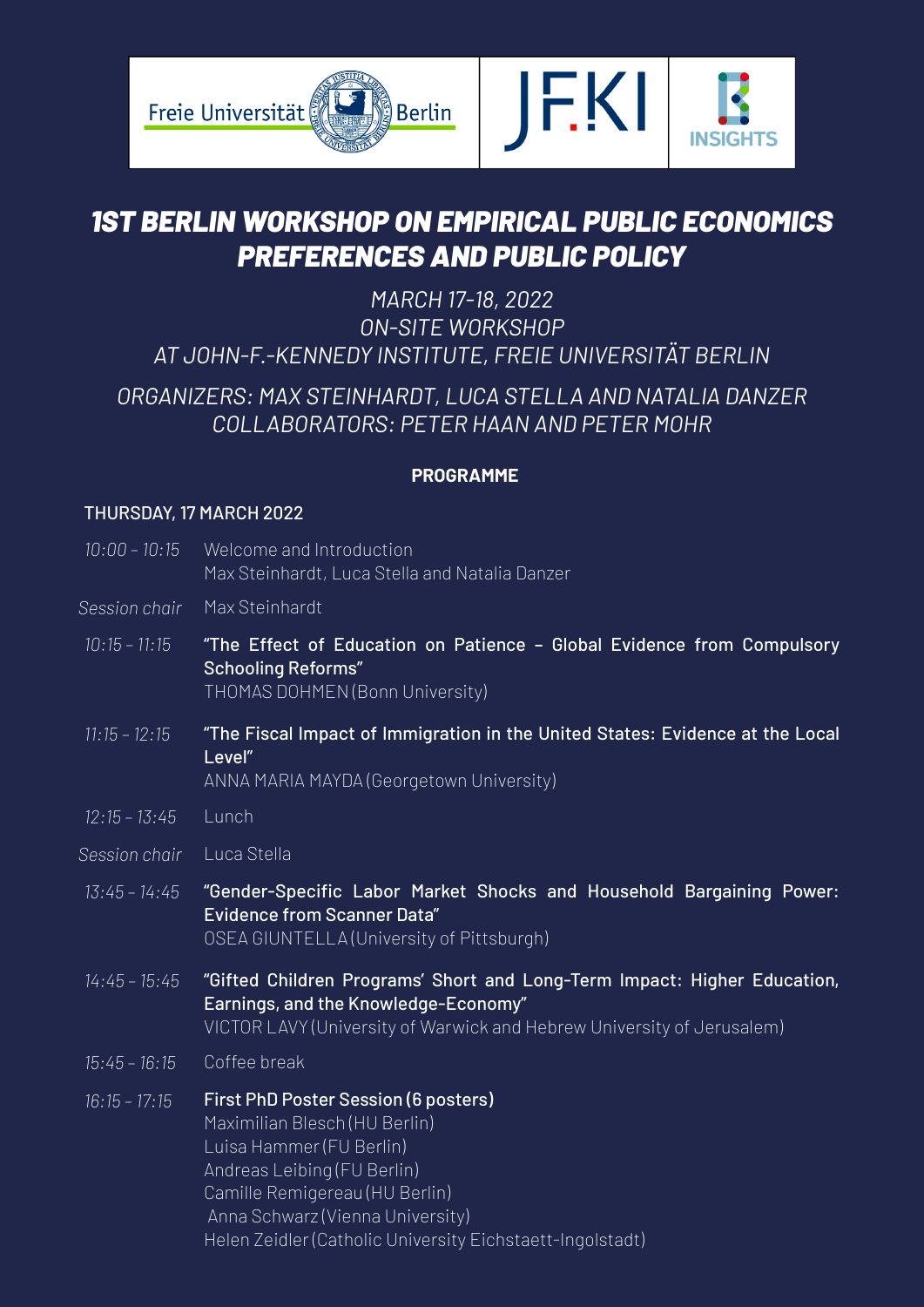# 1ST BERLIN WORKSHOP ON EMPIRICAL PUBLIC ECONOMICS PREFERENCES AND PUBLIC POLICY

*MARCH 17-18, 2022*
*ON-SITE WORKSHOP*
*AT JOHN-F.-KENNEDY INSTITUTE, FREIE UNIVERSITÄT BERLIN*

*ORGANIZERS: MAX STEINHARDT, LUCA STELLA AND NATALIA DANZER*
*COLLABORATORS: PETER HAAN AND PETER MOHR*

## PROGRAMME

### THURSDAY, 17 MARCH 2022

*10:00 – 10:15* Welcome and Introduction
Max Steinhardt, Luca Stella and Natalia Danzer

*Session chair* Max Steinhardt

*10:15 – 11:15* **"The Effect of Education on Patience – Global Evidence from Compulsory Schooling Reforms"**
THOMAS DOHMEN (Bonn University)

*11:15 – 12:15* **"The Fiscal Impact of Immigration in the United States: Evidence at the Local Level"**
ANNA MARIA MAYDA (Georgetown University)

*12:15 – 13:45* Lunch

*Session chair* Luca Stella

*13:45 – 14:45* **"Gender-Specific Labor Market Shocks and Household Bargaining Power: Evidence from Scanner Data"**
OSEA GIUNTELLA (University of Pittsburgh)

*14:45 – 15:45* **"Gifted Children Programs' Short and Long-Term Impact: Higher Education, Earnings, and the Knowledge-Economy"**
VICTOR LAVY (University of Warwick and Hebrew University of Jerusalem)

*15:45 – 16:15* Coffee break

*16:15 – 17:15* **First PhD Poster Session (6 posters)**
Maximilian Blesch (HU Berlin)
Luisa Hammer (FU Berlin)
Andreas Leibing (FU Berlin)
Camille Remigereau (HU Berlin)
Anna Schwarz (Vienna University)
Helen Zeidler (Catholic University Eichstaett-Ingolstadt)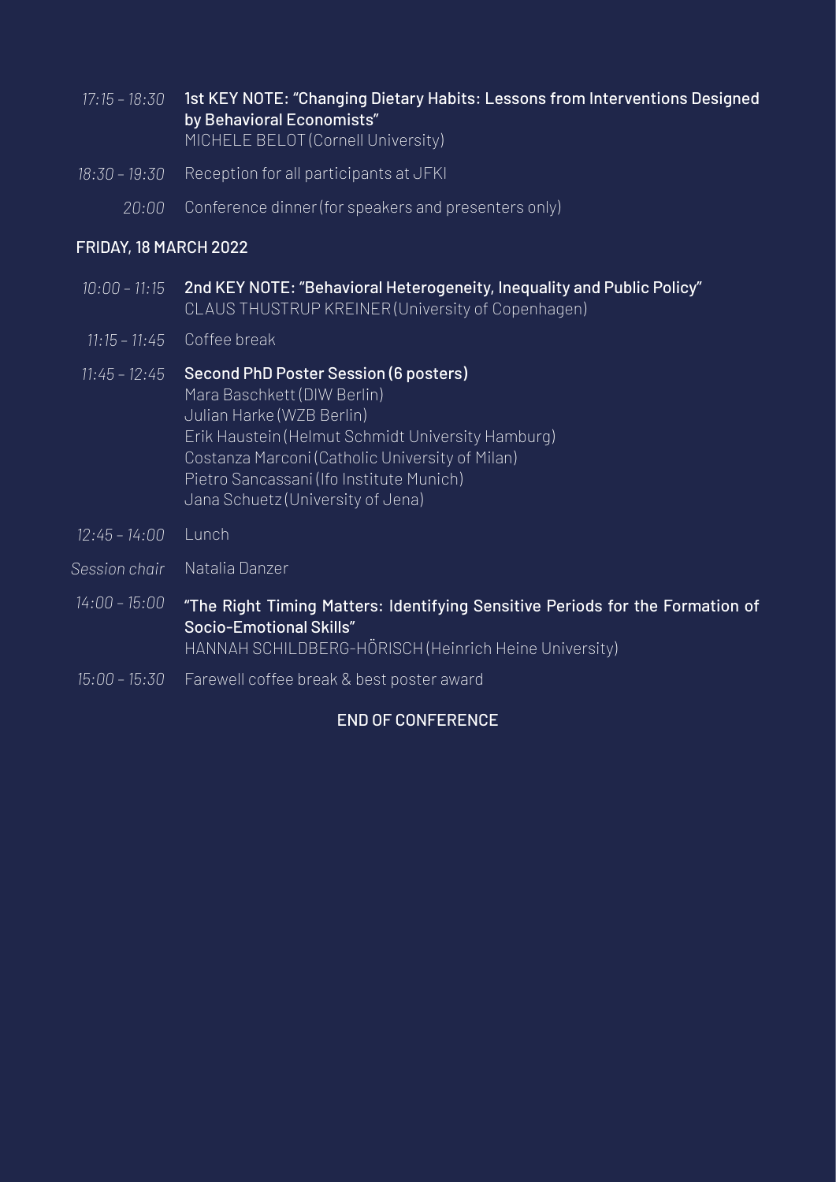*17:15 – 18:30* **1st KEY NOTE: "Changing Dietary Habits: Lessons from Interventions Designed by Behavioral Economists"**
MICHELE BELOT (Cornell University)

*18:30 – 19:30* Reception for all participants at JFKI

*20:00* Conference dinner (for speakers and presenters only)

## FRIDAY, 18 MARCH 2022

*10:00 – 11:15* **2nd KEY NOTE: "Behavioral Heterogeneity, Inequality and Public Policy"**
CLAUS THUSTRUP KREINER (University of Copenhagen)

*11:15 – 11:45* Coffee break

*11:45 – 12:45* **Second PhD Poster Session (6 posters)**
Mara Baschkett (DIW Berlin)
Julian Harke (WZB Berlin)
Erik Haustein (Helmut Schmidt University Hamburg)
Costanza Marconi (Catholic University of Milan)
Pietro Sancassani (Ifo Institute Munich)
Jana Schuetz (University of Jena)

*12:45 – 14:00* Lunch

*Session chair* Natalia Danzer

*14:00 – 15:00* **"The Right Timing Matters: Identifying Sensitive Periods for the Formation of Socio-Emotional Skills"**
HANNAH SCHILDBERG-HÖRISCH (Heinrich Heine University)

*15:00 – 15:30* Farewell coffee break & best poster award

**END OF CONFERENCE**